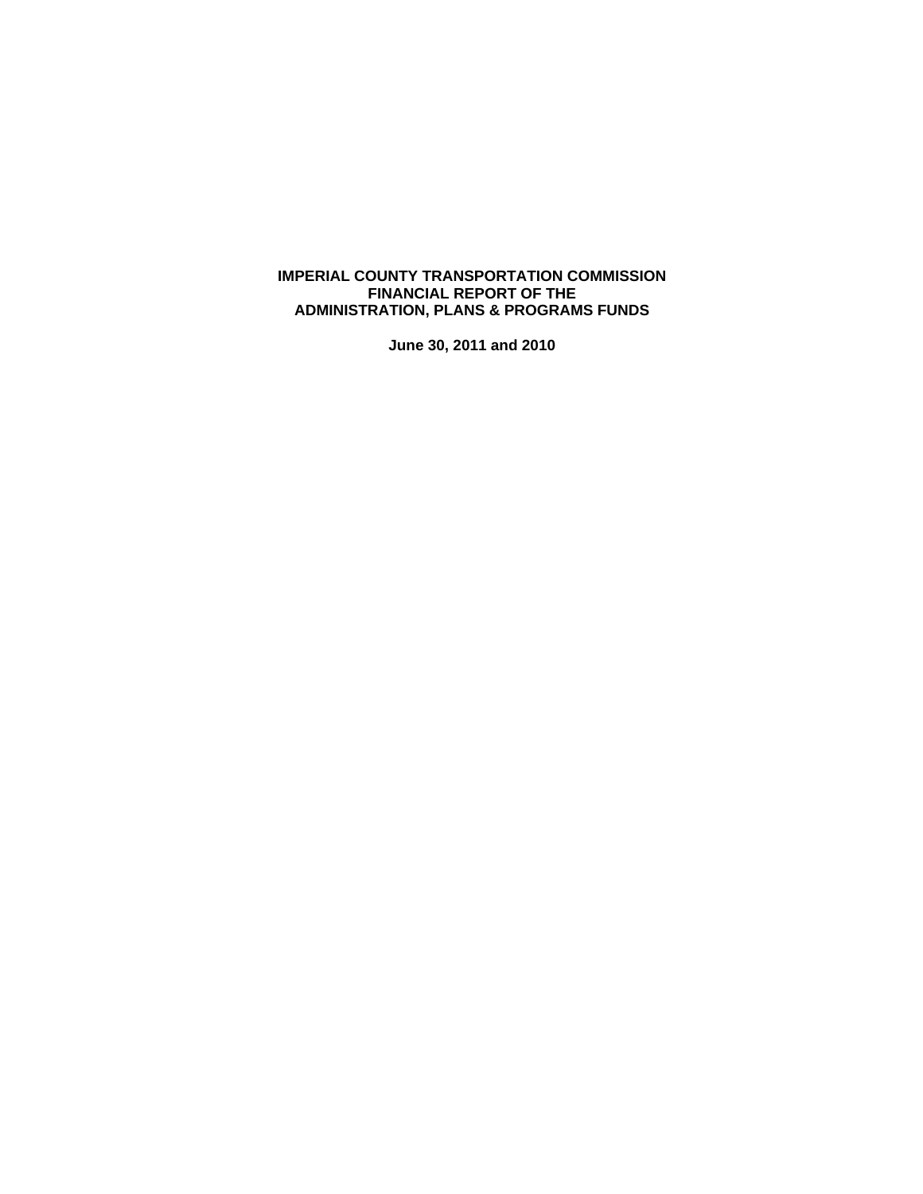# IMPERIAL COUNTY TRANSPORTATION COMMISSION
# FINANCIAL REPORT OF THE
# ADMINISTRATION, PLANS & PROGRAMS FUNDS

**June 30, 2011 and 2010**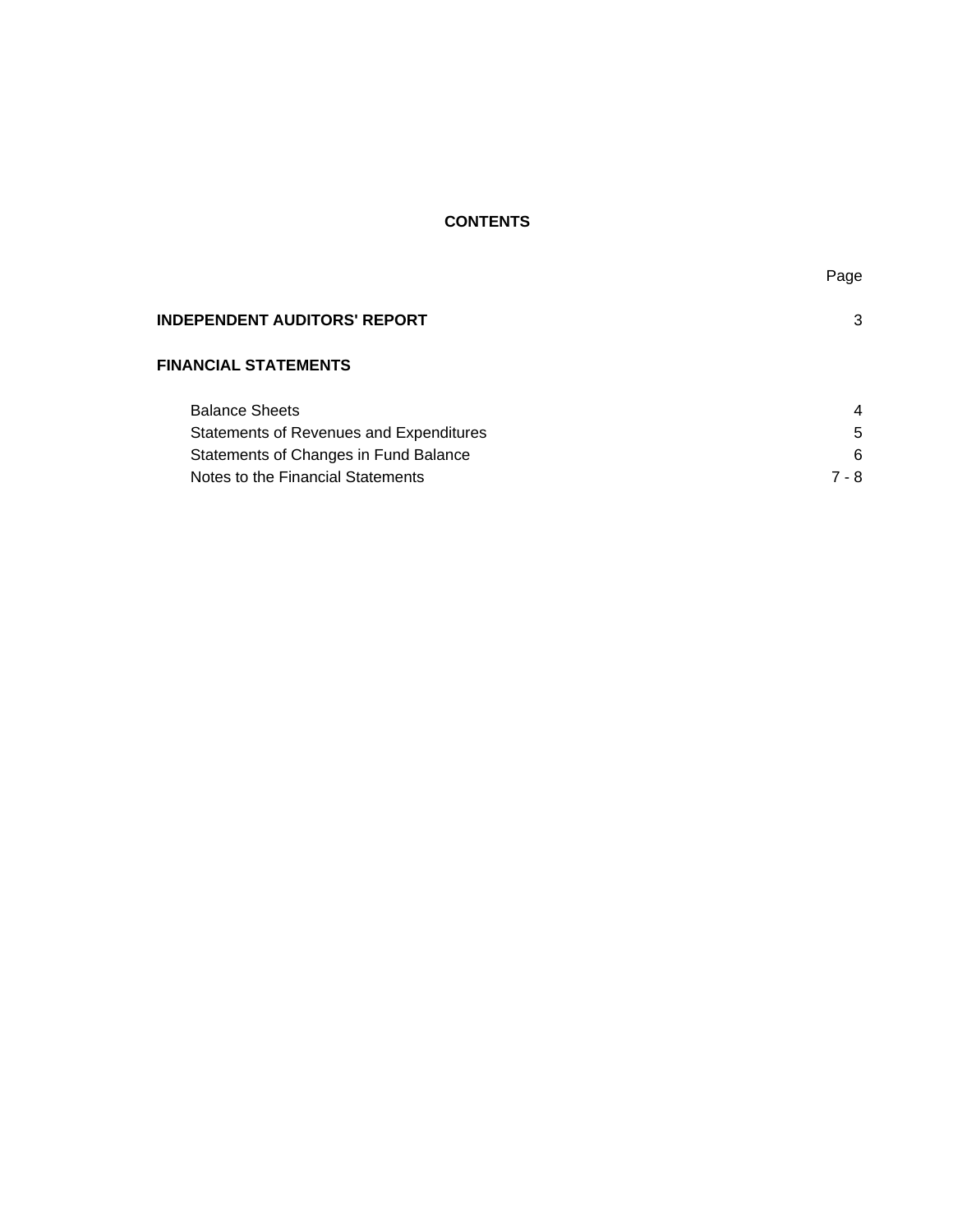# CONTENTS

| | Page |
|---|---|
| **INDEPENDENT AUDITORS' REPORT** | 3 |
| **FINANCIAL STATEMENTS** | |
| Balance Sheets | 4 |
| Statements of Revenues and Expenditures | 5 |
| Statements of Changes in Fund Balance | 6 |
| Notes to the Financial Statements | 7 - 8 |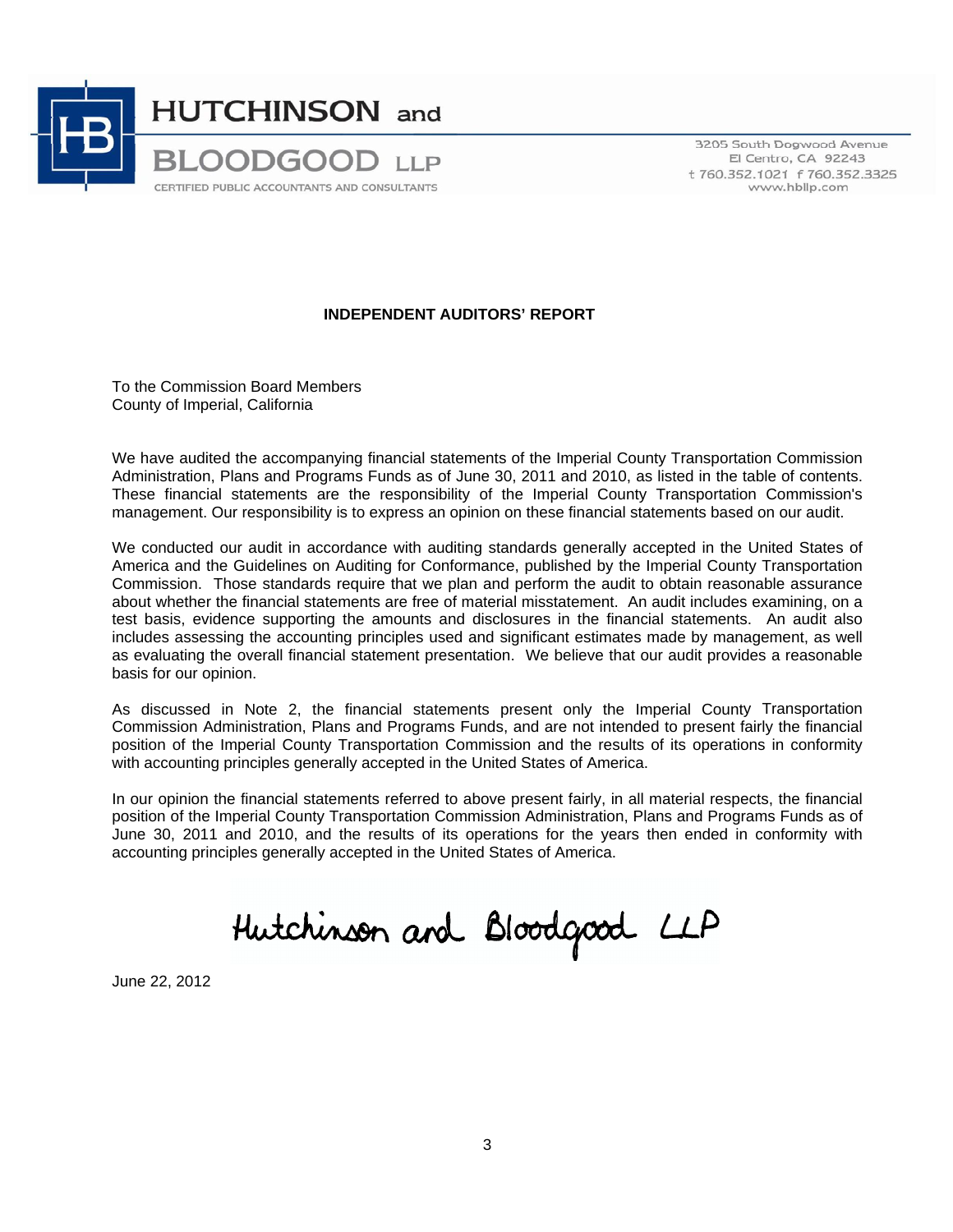**HUTCHINSON and BLOODGOOD LLP**
CERTIFIED PUBLIC ACCOUNTANTS AND CONSULTANTS

3205 South Dogwood Avenue
El Centro, CA 92243
t 760.352.1021 f 760.352.3325
www.hbllp.com

## INDEPENDENT AUDITORS' REPORT

To the Commission Board Members
County of Imperial, California

We have audited the accompanying financial statements of the Imperial County Transportation Commission Administration, Plans and Programs Funds as of June 30, 2011 and 2010, as listed in the table of contents. These financial statements are the responsibility of the Imperial County Transportation Commission's management. Our responsibility is to express an opinion on these financial statements based on our audit.

We conducted our audit in accordance with auditing standards generally accepted in the United States of America and the Guidelines on Auditing for Conformance, published by the Imperial County Transportation Commission. Those standards require that we plan and perform the audit to obtain reasonable assurance about whether the financial statements are free of material misstatement. An audit includes examining, on a test basis, evidence supporting the amounts and disclosures in the financial statements. An audit also includes assessing the accounting principles used and significant estimates made by management, as well as evaluating the overall financial statement presentation. We believe that our audit provides a reasonable basis for our opinion.

As discussed in Note 2, the financial statements present only the Imperial County Transportation Commission Administration, Plans and Programs Funds, and are not intended to present fairly the financial position of the Imperial County Transportation Commission and the results of its operations in conformity with accounting principles generally accepted in the United States of America.

In our opinion the financial statements referred to above present fairly, in all material respects, the financial position of the Imperial County Transportation Commission Administration, Plans and Programs Funds as of June 30, 2011 and 2010, and the results of its operations for the years then ended in conformity with accounting principles generally accepted in the United States of America.

Hutchinson and Bloodgood LLP

June 22, 2012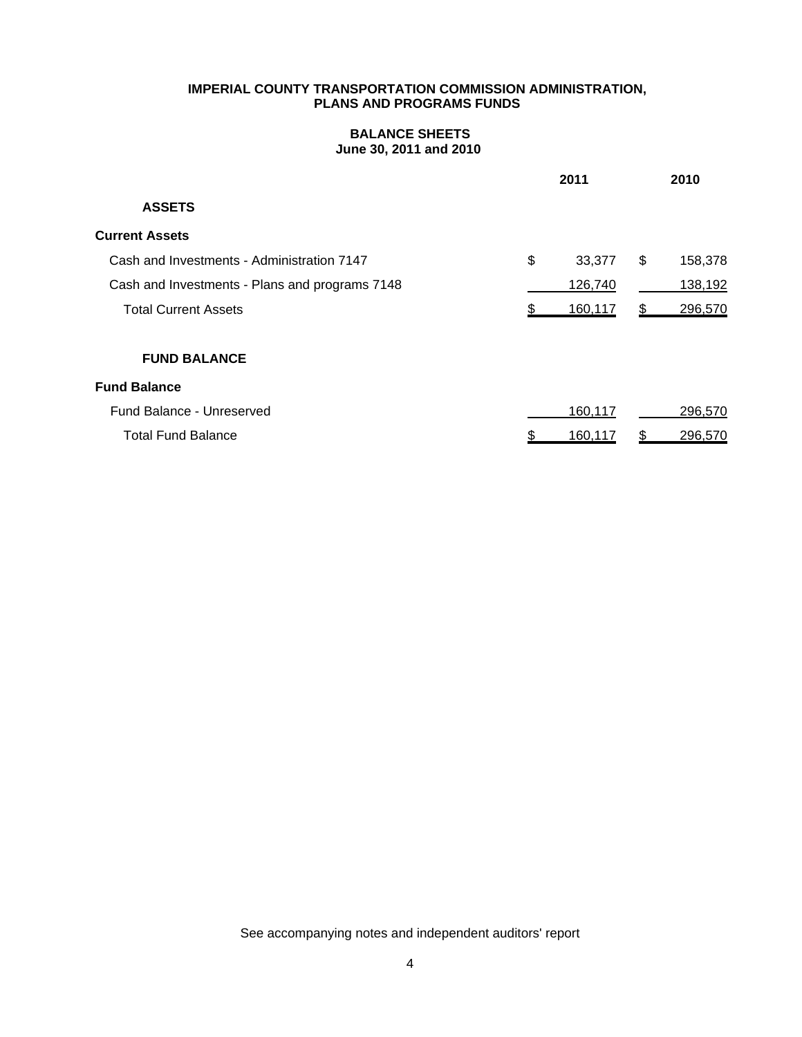**IMPERIAL COUNTY TRANSPORTATION COMMISSION ADMINISTRATION, PLANS AND PROGRAMS FUNDS**

**BALANCE SHEETS**
**June 30, 2011 and 2010**

| | 2011 | 2010 |
|---|---|---|
| **ASSETS** | | |
| **Current Assets** | | |
| Cash and Investments - Administration 7147 | $ 33,377 | $ 158,378 |
| Cash and Investments - Plans and programs 7148 | 126,740 | 138,192 |
| Total Current Assets | $ 160,117 | $ 296,570 |
| **FUND BALANCE** | | |
| **Fund Balance** | | |
| Fund Balance - Unreserved | 160,117 | 296,570 |
| Total Fund Balance | $ 160,117 | $ 296,570 |

See accompanying notes and independent auditors' report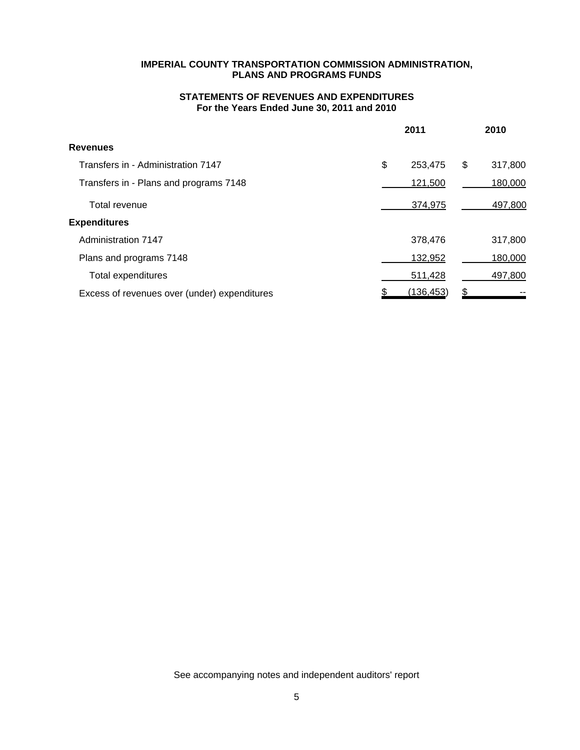**IMPERIAL COUNTY TRANSPORTATION COMMISSION ADMINISTRATION, PLANS AND PROGRAMS FUNDS**

**STATEMENTS OF REVENUES AND EXPENDITURES**
**For the Years Ended June 30, 2011 and 2010**

| | 2011 | 2010 |
|---|---|---|
| **Revenues** | | |
| Transfers in - Administration 7147 | $ 253,475 | $ 317,800 |
| Transfers in - Plans and programs 7148 | 121,500 | 180,000 |
| Total revenue | 374,975 | 497,800 |
| **Expenditures** | | |
| Administration 7147 | 378,476 | 317,800 |
| Plans and programs 7148 | 132,952 | 180,000 |
| Total expenditures | 511,428 | 497,800 |
| Excess of revenues over (under) expenditures | $ (136,453) | $ -- |

See accompanying notes and independent auditors' report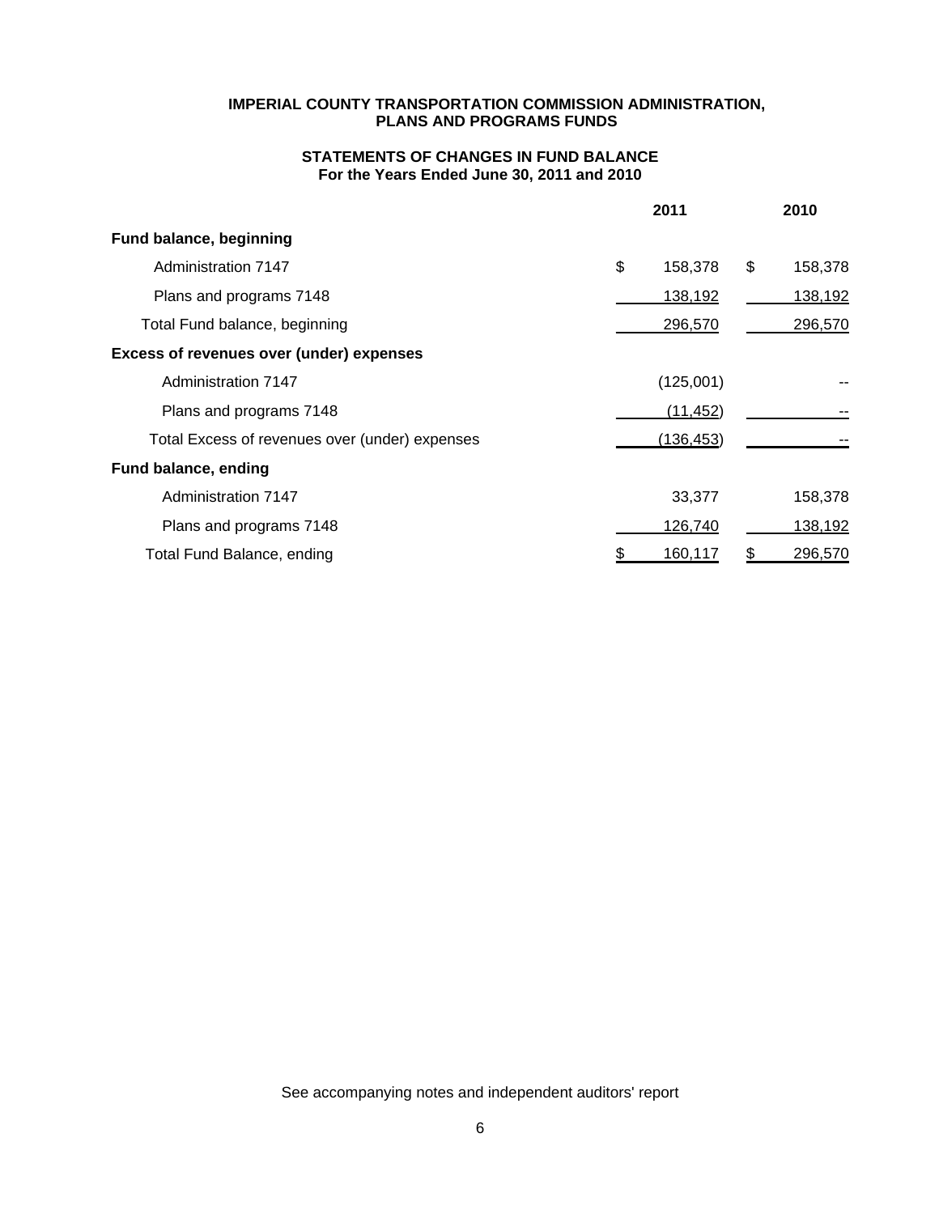**IMPERIAL COUNTY TRANSPORTATION COMMISSION ADMINISTRATION, PLANS AND PROGRAMS FUNDS**

**STATEMENTS OF CHANGES IN FUND BALANCE**
**For the Years Ended June 30, 2011 and 2010**

| | 2011 | 2010 |
|---|---|---|
| **Fund balance, beginning** | | |
| Administration 7147 | $ 158,378 | $ 158,378 |
| Plans and programs 7148 | 138,192 | 138,192 |
| Total Fund balance, beginning | 296,570 | 296,570 |
| **Excess of revenues over (under) expenses** | | |
| Administration 7147 | (125,001) | -- |
| Plans and programs 7148 | (11,452) | -- |
| Total Excess of revenues over (under) expenses | (136,453) | -- |
| **Fund balance, ending** | | |
| Administration 7147 | 33,377 | 158,378 |
| Plans and programs 7148 | 126,740 | 138,192 |
| Total Fund Balance, ending | $ 160,117 | $ 296,570 |

See accompanying notes and independent auditors' report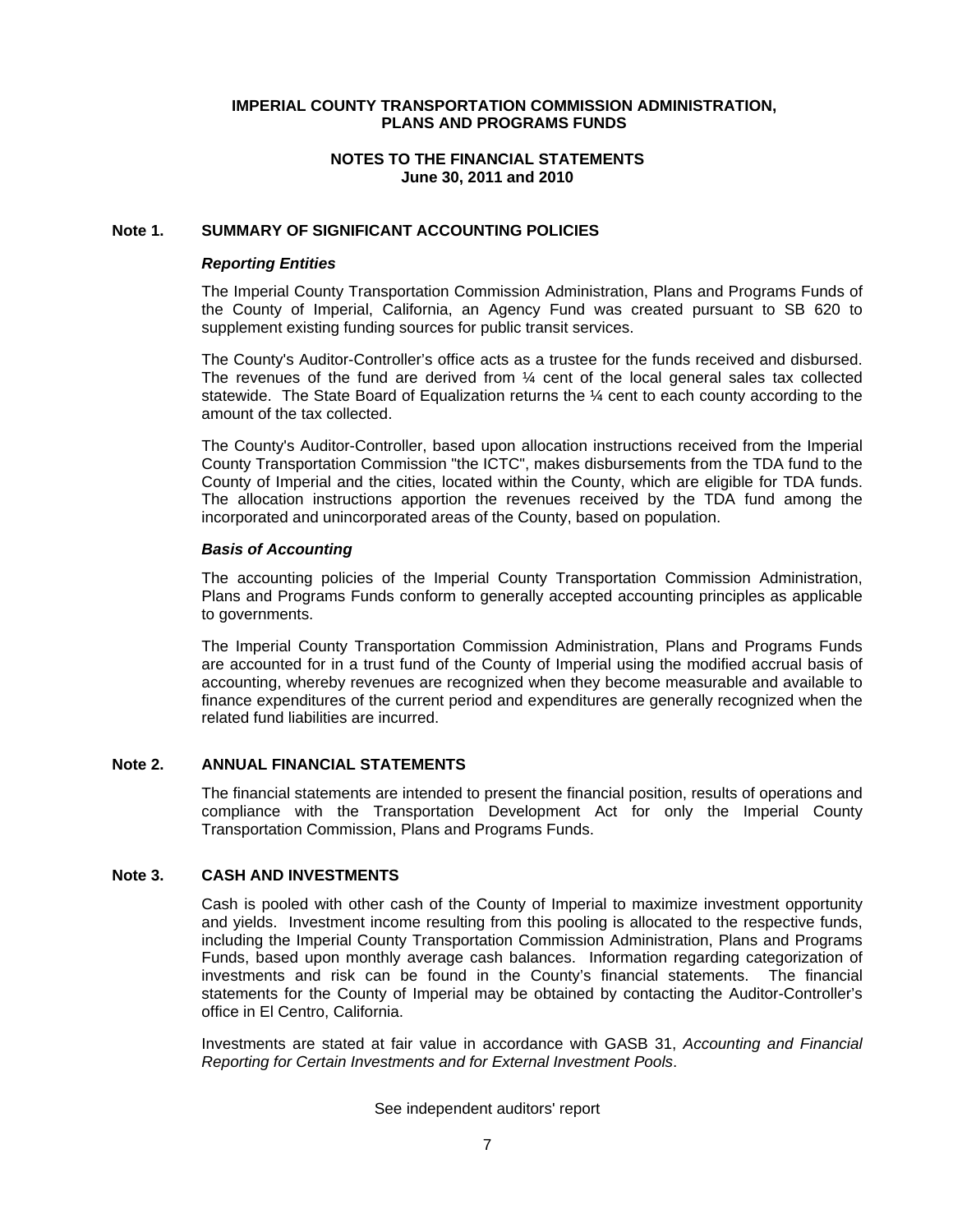# IMPERIAL COUNTY TRANSPORTATION COMMISSION ADMINISTRATION, PLANS AND PROGRAMS FUNDS

## NOTES TO THE FINANCIAL STATEMENTS
## June 30, 2011 and 2010

### Note 1. SUMMARY OF SIGNIFICANT ACCOUNTING POLICIES

***Reporting Entities***

The Imperial County Transportation Commission Administration, Plans and Programs Funds of the County of Imperial, California, an Agency Fund was created pursuant to SB 620 to supplement existing funding sources for public transit services.

The County's Auditor-Controller's office acts as a trustee for the funds received and disbursed. The revenues of the fund are derived from ¼ cent of the local general sales tax collected statewide. The State Board of Equalization returns the ¼ cent to each county according to the amount of the tax collected.

The County's Auditor-Controller, based upon allocation instructions received from the Imperial County Transportation Commission "the ICTC", makes disbursements from the TDA fund to the County of Imperial and the cities, located within the County, which are eligible for TDA funds. The allocation instructions apportion the revenues received by the TDA fund among the incorporated and unincorporated areas of the County, based on population.

***Basis of Accounting***

The accounting policies of the Imperial County Transportation Commission Administration, Plans and Programs Funds conform to generally accepted accounting principles as applicable to governments.

The Imperial County Transportation Commission Administration, Plans and Programs Funds are accounted for in a trust fund of the County of Imperial using the modified accrual basis of accounting, whereby revenues are recognized when they become measurable and available to finance expenditures of the current period and expenditures are generally recognized when the related fund liabilities are incurred.

### Note 2. ANNUAL FINANCIAL STATEMENTS

The financial statements are intended to present the financial position, results of operations and compliance with the Transportation Development Act for only the Imperial County Transportation Commission, Plans and Programs Funds.

### Note 3. CASH AND INVESTMENTS

Cash is pooled with other cash of the County of Imperial to maximize investment opportunity and yields. Investment income resulting from this pooling is allocated to the respective funds, including the Imperial County Transportation Commission Administration, Plans and Programs Funds, based upon monthly average cash balances. Information regarding categorization of investments and risk can be found in the County's financial statements. The financial statements for the County of Imperial may be obtained by contacting the Auditor-Controller's office in El Centro, California.

Investments are stated at fair value in accordance with GASB 31, *Accounting and Financial Reporting for Certain Investments and for External Investment Pools*.

See independent auditors' report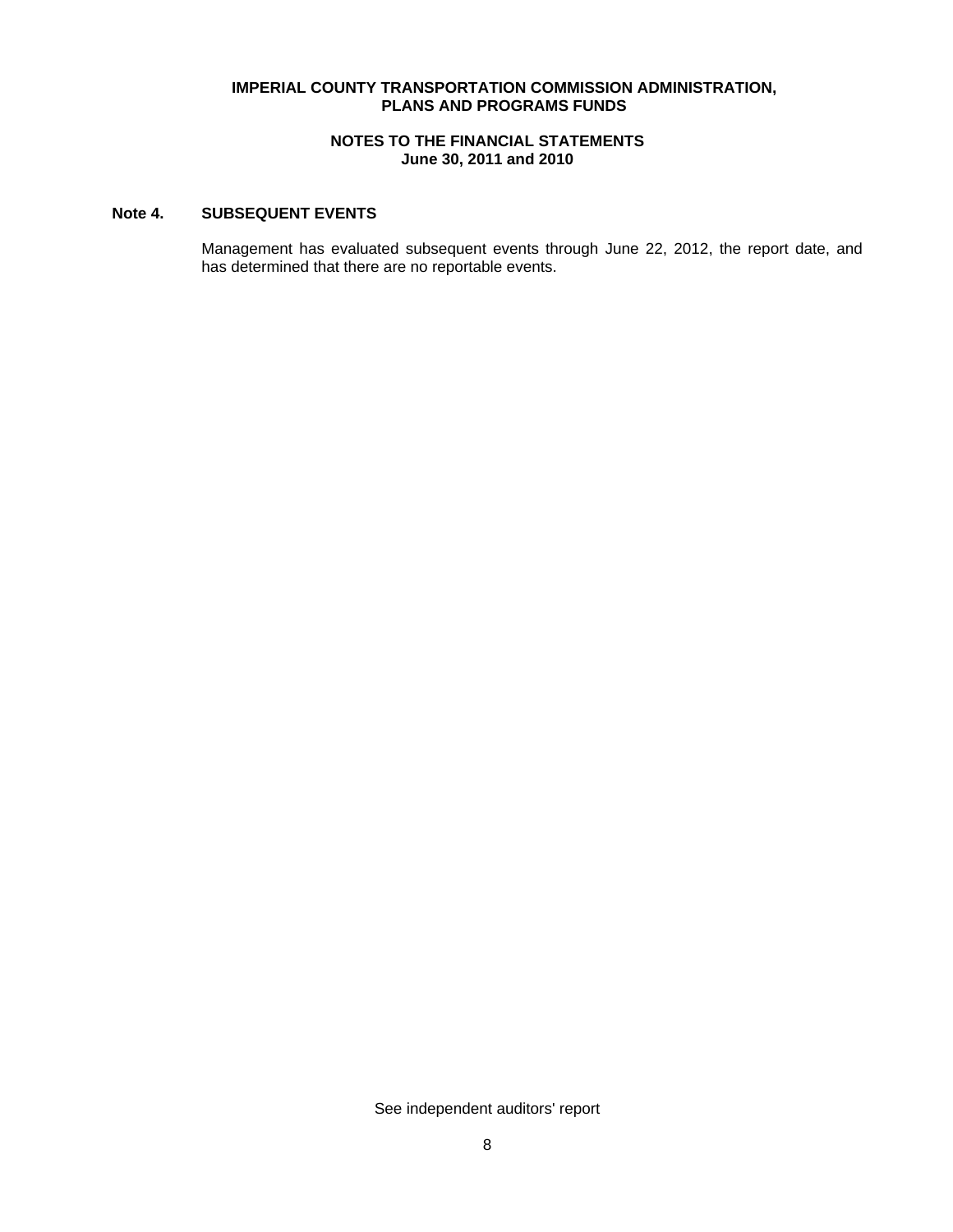**IMPERIAL COUNTY TRANSPORTATION COMMISSION ADMINISTRATION, PLANS AND PROGRAMS FUNDS**

**NOTES TO THE FINANCIAL STATEMENTS**
**June 30, 2011 and 2010**

**Note 4. SUBSEQUENT EVENTS**

Management has evaluated subsequent events through June 22, 2012, the report date, and has determined that there are no reportable events.

See independent auditors' report